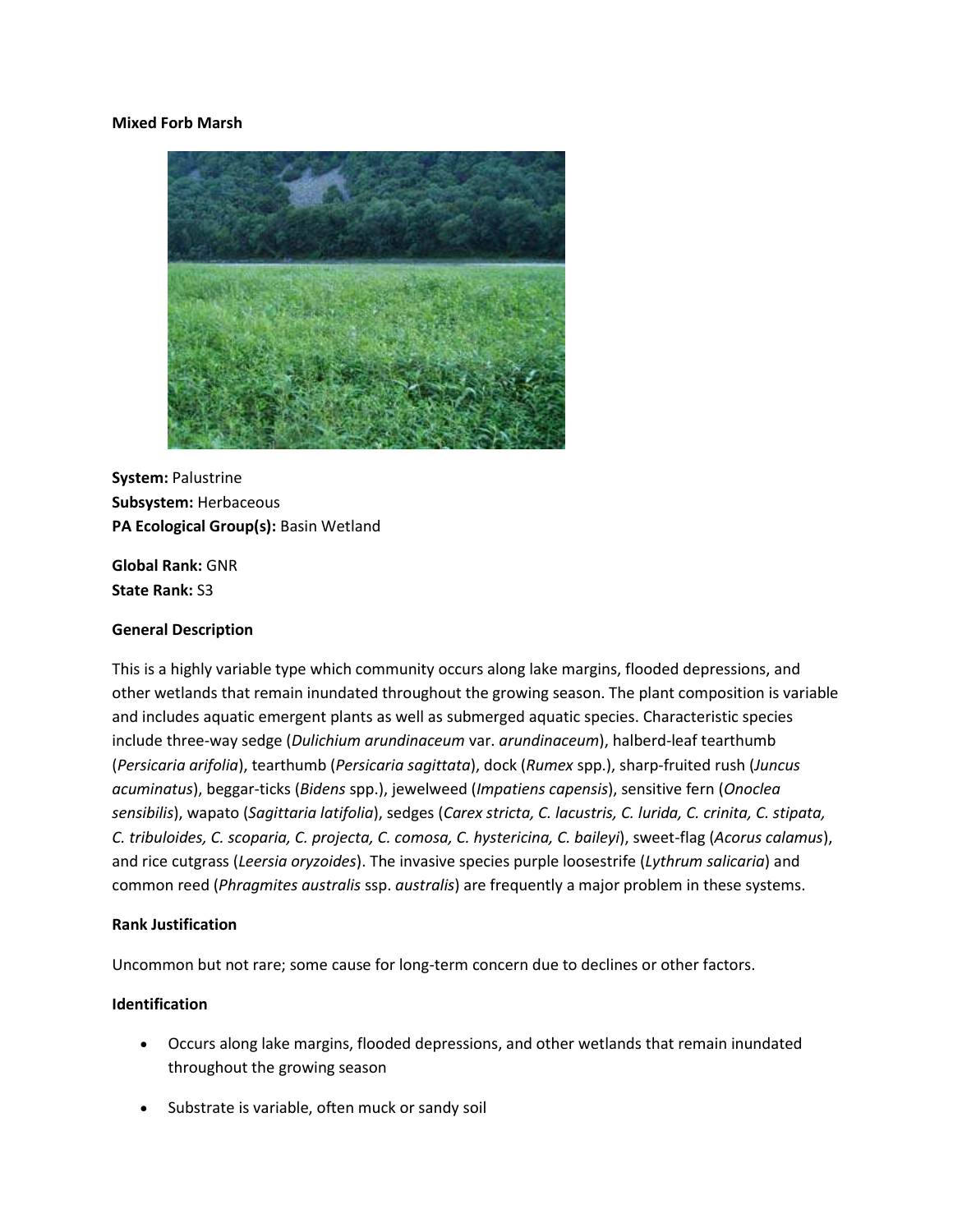**Mixed Forb Marsh**

**System:** Palustrine
**Subsystem:** Herbaceous
**PA Ecological Group(s):** Basin Wetland

**Global Rank:** GNR
**State Rank:** S3

**General Description**

This is a highly variable type which community occurs along lake margins, flooded depressions, and other wetlands that remain inundated throughout the growing season. The plant composition is variable and includes aquatic emergent plants as well as submerged aquatic species. Characteristic species include three-way sedge (*Dulichium arundinaceum* var. *arundinaceum*), halberd-leaf tearthumb (*Persicaria arifolia*), tearthumb (*Persicaria sagittata*), dock (*Rumex* spp.), sharp-fruited rush (*Juncus acuminatus*), beggar-ticks (*Bidens* spp.), jewelweed (*Impatiens capensis*), sensitive fern (*Onoclea sensibilis*), wapato (*Sagittaria latifolia*), sedges (*Carex stricta, C. lacustris, C. lurida, C. crinita, C. stipata, C. tribuloides, C. scoparia, C. projecta, C. comosa, C. hystericina, C. baileyi*), sweet-flag (*Acorus calamus*), and rice cutgrass (*Leersia oryzoides*). The invasive species purple loosestrife (*Lythrum salicaria*) and common reed (*Phragmites australis* ssp. *australis*) are frequently a major problem in these systems.

**Rank Justification**

Uncommon but not rare; some cause for long-term concern due to declines or other factors.

**Identification**

- Occurs along lake margins, flooded depressions, and other wetlands that remain inundated throughout the growing season
- Substrate is variable, often muck or sandy soil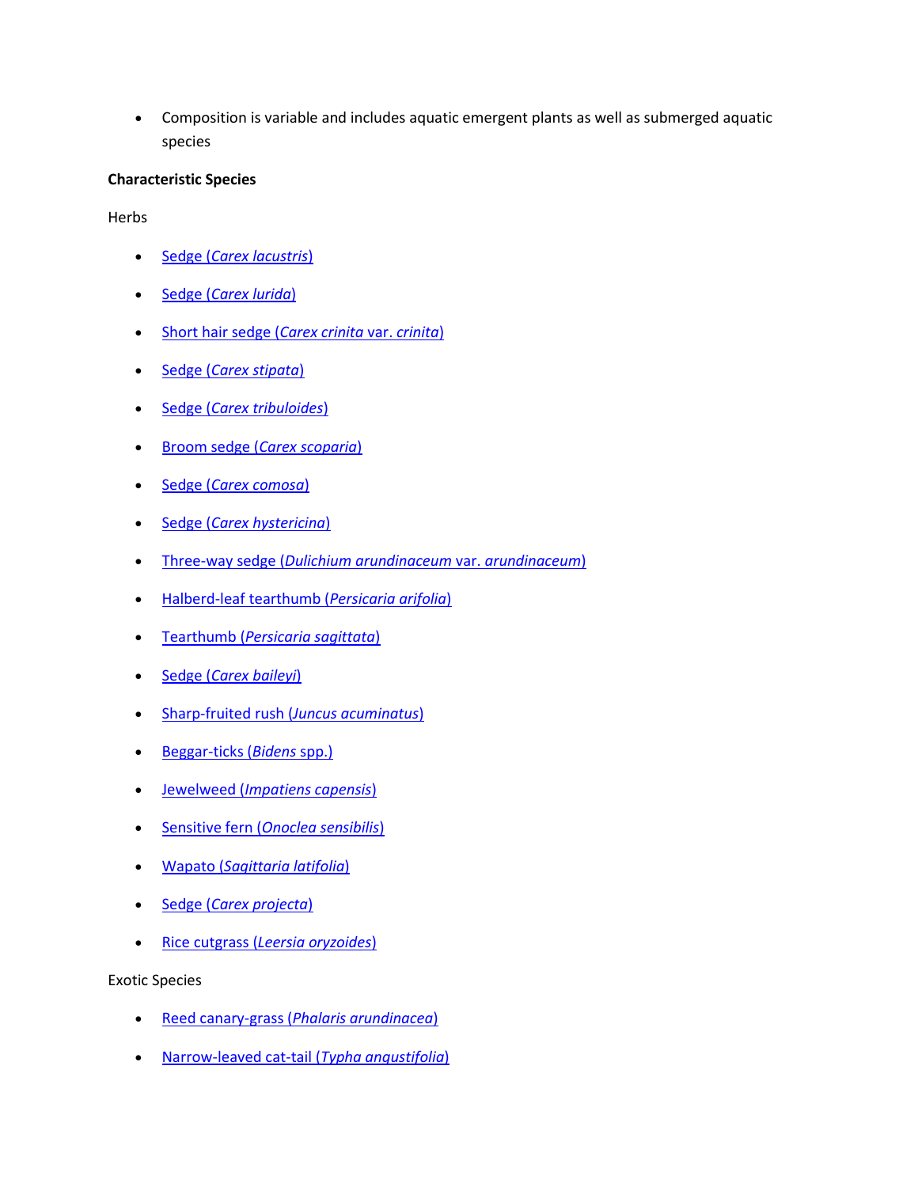- Composition is variable and includes aquatic emergent plants as well as submerged aquatic species

**Characteristic Species**

Herbs

- Sedge (*Carex lacustris*)
- Sedge (*Carex lurida*)
- Short hair sedge (*Carex crinita* var. *crinita*)
- Sedge (*Carex stipata*)
- Sedge (*Carex tribuloides*)
- Broom sedge (*Carex scoparia*)
- Sedge (*Carex comosa*)
- Sedge (*Carex hystericina*)
- Three-way sedge (*Dulichium arundinaceum* var. *arundinaceum*)
- Halberd-leaf tearthumb (*Persicaria arifolia*)
- Tearthumb (*Persicaria sagittata*)
- Sedge (*Carex baileyi*)
- Sharp-fruited rush (*Juncus acuminatus*)
- Beggar-ticks (*Bidens* spp.)
- Jewelweed (*Impatiens capensis*)
- Sensitive fern (*Onoclea sensibilis*)
- Wapato (*Sagittaria latifolia*)
- Sedge (*Carex projecta*)
- Rice cutgrass (*Leersia oryzoides*)

Exotic Species

- Reed canary-grass (*Phalaris arundinacea*)
- Narrow-leaved cat-tail (*Typha angustifolia*)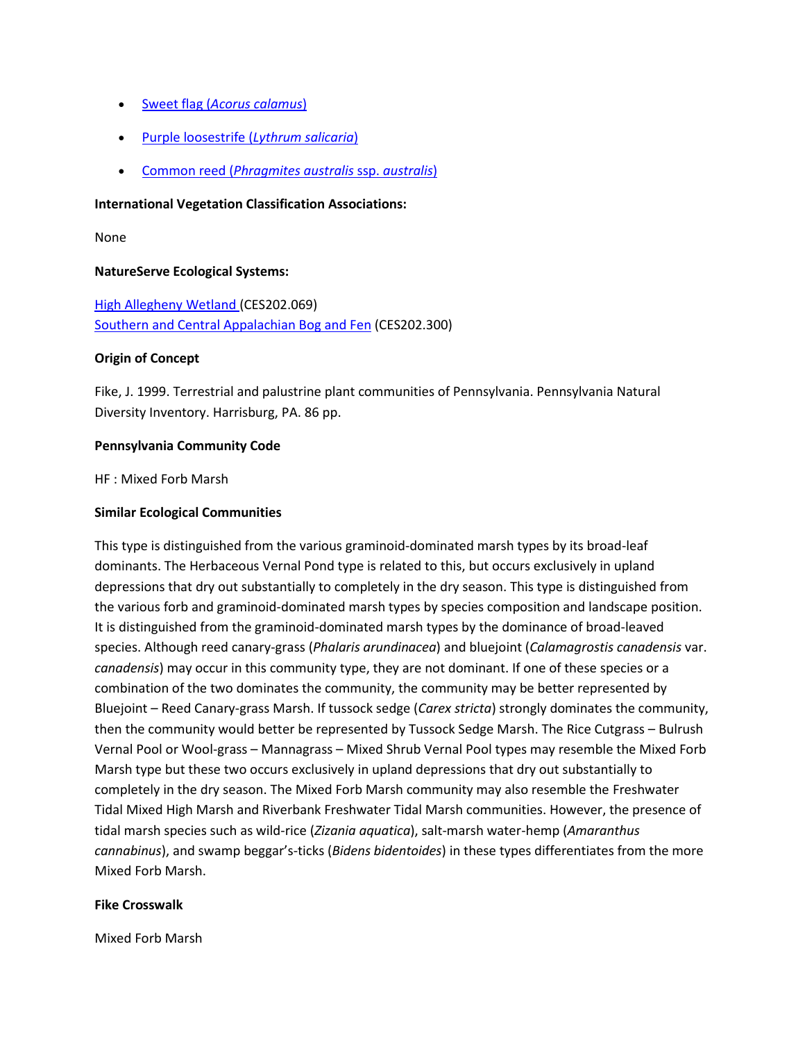- Sweet flag (*Acorus calamus*)
- Purple loosestrife (*Lythrum salicaria*)
- Common reed (*Phragmites australis* ssp. *australis*)

**International Vegetation Classification Associations:**

None

**NatureServe Ecological Systems:**

High Allegheny Wetland (CES202.069)
Southern and Central Appalachian Bog and Fen (CES202.300)

**Origin of Concept**

Fike, J. 1999. Terrestrial and palustrine plant communities of Pennsylvania. Pennsylvania Natural Diversity Inventory. Harrisburg, PA. 86 pp.

**Pennsylvania Community Code**

HF : Mixed Forb Marsh

**Similar Ecological Communities**

This type is distinguished from the various graminoid-dominated marsh types by its broad-leaf dominants. The Herbaceous Vernal Pond type is related to this, but occurs exclusively in upland depressions that dry out substantially to completely in the dry season. This type is distinguished from the various forb and graminoid-dominated marsh types by species composition and landscape position. It is distinguished from the graminoid-dominated marsh types by the dominance of broad-leaved species. Although reed canary-grass (*Phalaris arundinacea*) and bluejoint (*Calamagrostis canadensis* var. *canadensis*) may occur in this community type, they are not dominant. If one of these species or a combination of the two dominates the community, the community may be better represented by Bluejoint – Reed Canary-grass Marsh. If tussock sedge (*Carex stricta*) strongly dominates the community, then the community would better be represented by Tussock Sedge Marsh. The Rice Cutgrass – Bulrush Vernal Pool or Wool-grass – Mannagrass – Mixed Shrub Vernal Pool types may resemble the Mixed Forb Marsh type but these two occurs exclusively in upland depressions that dry out substantially to completely in the dry season. The Mixed Forb Marsh community may also resemble the Freshwater Tidal Mixed High Marsh and Riverbank Freshwater Tidal Marsh communities. However, the presence of tidal marsh species such as wild-rice (*Zizania aquatica*), salt-marsh water-hemp (*Amaranthus cannabinus*), and swamp beggar's-ticks (*Bidens bidentoides*) in these types differentiates from the more Mixed Forb Marsh.

**Fike Crosswalk**

Mixed Forb Marsh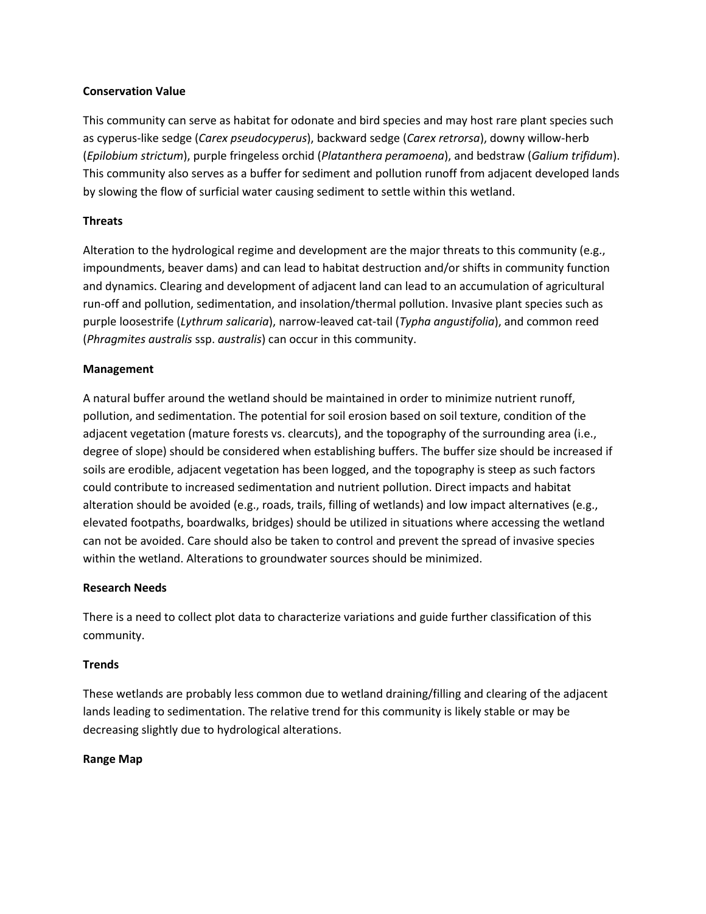**Conservation Value**

This community can serve as habitat for odonate and bird species and may host rare plant species such as cyperus-like sedge (*Carex pseudocyperus*), backward sedge (*Carex retrorsa*), downy willow-herb (*Epilobium strictum*), purple fringeless orchid (*Platanthera peramoena*), and bedstraw (*Galium trifidum*). This community also serves as a buffer for sediment and pollution runoff from adjacent developed lands by slowing the flow of surficial water causing sediment to settle within this wetland.

**Threats**

Alteration to the hydrological regime and development are the major threats to this community (e.g., impoundments, beaver dams) and can lead to habitat destruction and/or shifts in community function and dynamics. Clearing and development of adjacent land can lead to an accumulation of agricultural run-off and pollution, sedimentation, and insolation/thermal pollution. Invasive plant species such as purple loosestrife (*Lythrum salicaria*), narrow-leaved cat-tail (*Typha angustifolia*), and common reed (*Phragmites australis* ssp. *australis*) can occur in this community.

**Management**

A natural buffer around the wetland should be maintained in order to minimize nutrient runoff, pollution, and sedimentation. The potential for soil erosion based on soil texture, condition of the adjacent vegetation (mature forests vs. clearcuts), and the topography of the surrounding area (i.e., degree of slope) should be considered when establishing buffers. The buffer size should be increased if soils are erodible, adjacent vegetation has been logged, and the topography is steep as such factors could contribute to increased sedimentation and nutrient pollution. Direct impacts and habitat alteration should be avoided (e.g., roads, trails, filling of wetlands) and low impact alternatives (e.g., elevated footpaths, boardwalks, bridges) should be utilized in situations where accessing the wetland can not be avoided. Care should also be taken to control and prevent the spread of invasive species within the wetland. Alterations to groundwater sources should be minimized.

**Research Needs**

There is a need to collect plot data to characterize variations and guide further classification of this community.

**Trends**

These wetlands are probably less common due to wetland draining/filling and clearing of the adjacent lands leading to sedimentation. The relative trend for this community is likely stable or may be decreasing slightly due to hydrological alterations.

**Range Map**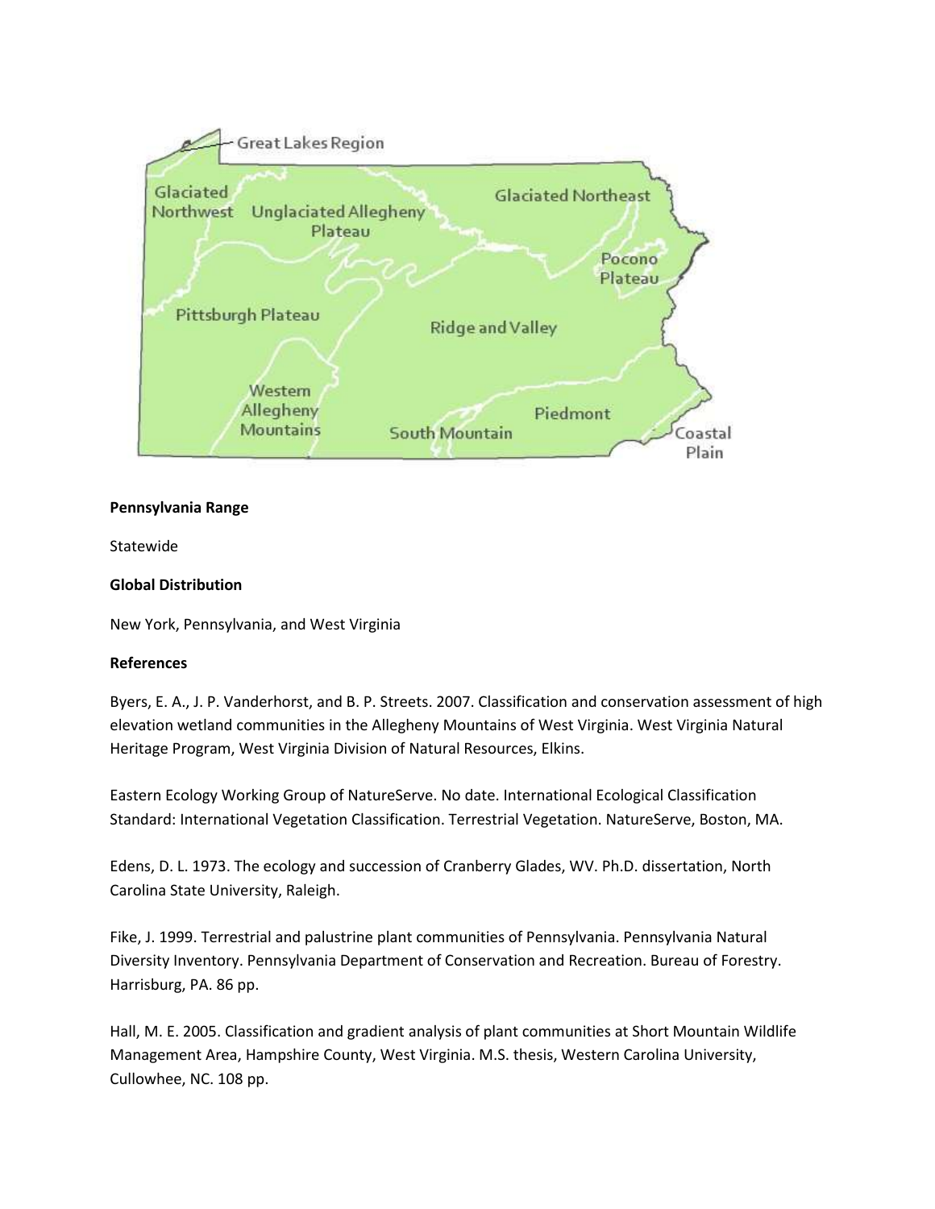**Pennsylvania Range**

Statewide

**Global Distribution**

New York, Pennsylvania, and West Virginia

**References**

Byers, E. A., J. P. Vanderhorst, and B. P. Streets. 2007. Classification and conservation assessment of high elevation wetland communities in the Allegheny Mountains of West Virginia. West Virginia Natural Heritage Program, West Virginia Division of Natural Resources, Elkins.

Eastern Ecology Working Group of NatureServe. No date. International Ecological Classification Standard: International Vegetation Classification. Terrestrial Vegetation. NatureServe, Boston, MA.

Edens, D. L. 1973. The ecology and succession of Cranberry Glades, WV. Ph.D. dissertation, North Carolina State University, Raleigh.

Fike, J. 1999. Terrestrial and palustrine plant communities of Pennsylvania. Pennsylvania Natural Diversity Inventory. Pennsylvania Department of Conservation and Recreation. Bureau of Forestry. Harrisburg, PA. 86 pp.

Hall, M. E. 2005. Classification and gradient analysis of plant communities at Short Mountain Wildlife Management Area, Hampshire County, West Virginia. M.S. thesis, Western Carolina University, Cullowhee, NC. 108 pp.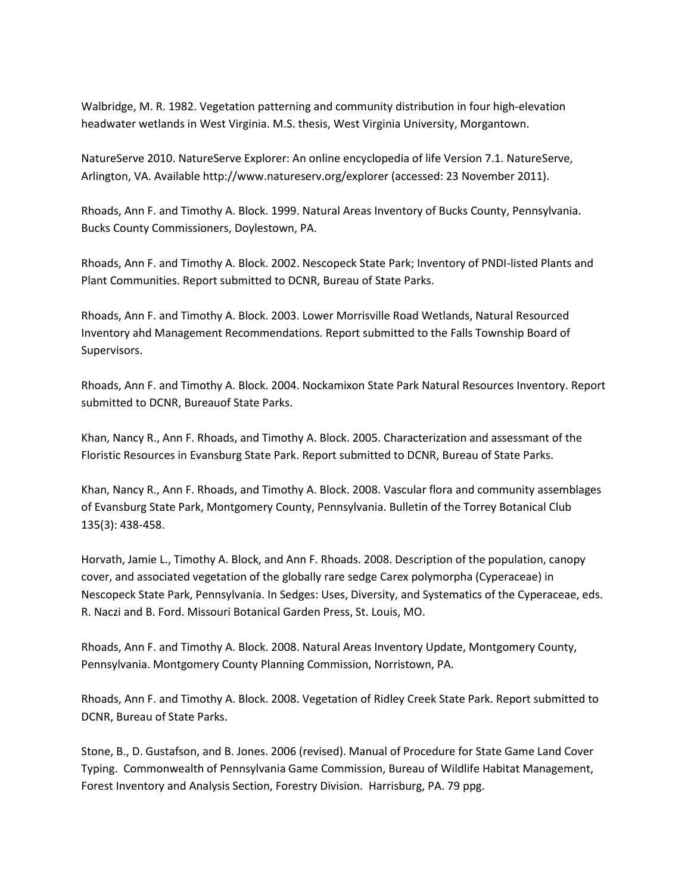Walbridge, M. R. 1982. Vegetation patterning and community distribution in four high-elevation headwater wetlands in West Virginia. M.S. thesis, West Virginia University, Morgantown.

NatureServe 2010. NatureServe Explorer: An online encyclopedia of life Version 7.1. NatureServe, Arlington, VA. Available http://www.natureserv.org/explorer (accessed: 23 November 2011).

Rhoads, Ann F. and Timothy A. Block. 1999. Natural Areas Inventory of Bucks County, Pennsylvania. Bucks County Commissioners, Doylestown, PA.

Rhoads, Ann F. and Timothy A. Block. 2002. Nescopeck State Park; Inventory of PNDI-listed Plants and Plant Communities. Report submitted to DCNR, Bureau of State Parks.

Rhoads, Ann F. and Timothy A. Block. 2003. Lower Morrisville Road Wetlands, Natural Resourced Inventory ahd Management Recommendations. Report submitted to the Falls Township Board of Supervisors.

Rhoads, Ann F. and Timothy A. Block. 2004. Nockamixon State Park Natural Resources Inventory. Report submitted to DCNR, Bureauof State Parks.

Khan, Nancy R., Ann F. Rhoads, and Timothy A. Block. 2005. Characterization and assessmant of the Floristic Resources in Evansburg State Park. Report submitted to DCNR, Bureau of State Parks.

Khan, Nancy R., Ann F. Rhoads, and Timothy A. Block. 2008. Vascular flora and community assemblages of Evansburg State Park, Montgomery County, Pennsylvania. Bulletin of the Torrey Botanical Club 135(3): 438-458.

Horvath, Jamie L., Timothy A. Block, and Ann F. Rhoads. 2008. Description of the population, canopy cover, and associated vegetation of the globally rare sedge Carex polymorpha (Cyperaceae) in Nescopeck State Park, Pennsylvania. In Sedges: Uses, Diversity, and Systematics of the Cyperaceae, eds. R. Naczi and B. Ford. Missouri Botanical Garden Press, St. Louis, MO.

Rhoads, Ann F. and Timothy A. Block. 2008. Natural Areas Inventory Update, Montgomery County, Pennsylvania. Montgomery County Planning Commission, Norristown, PA.

Rhoads, Ann F. and Timothy A. Block. 2008. Vegetation of Ridley Creek State Park. Report submitted to DCNR, Bureau of State Parks.

Stone, B., D. Gustafson, and B. Jones. 2006 (revised). Manual of Procedure for State Game Land Cover Typing. Commonwealth of Pennsylvania Game Commission, Bureau of Wildlife Habitat Management, Forest Inventory and Analysis Section, Forestry Division. Harrisburg, PA. 79 ppg.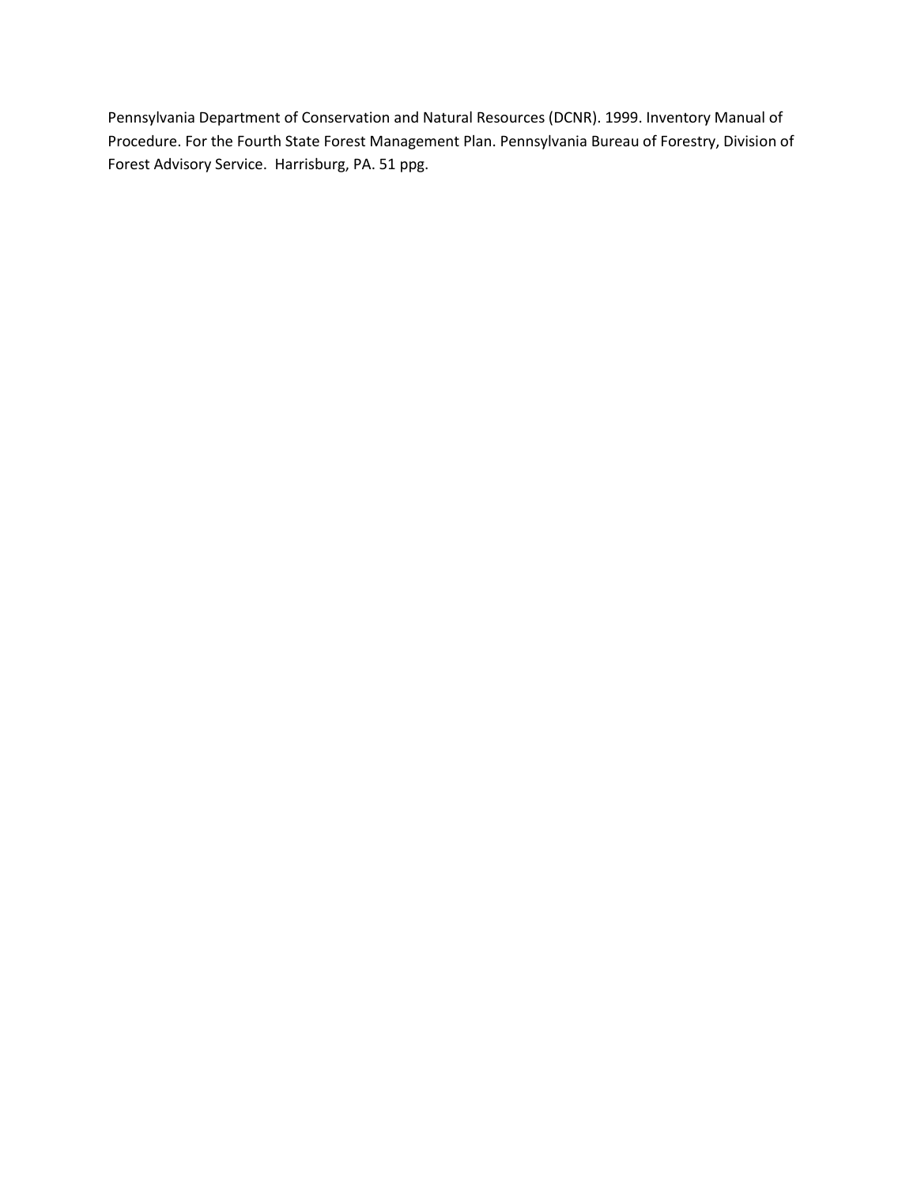Pennsylvania Department of Conservation and Natural Resources (DCNR). 1999. Inventory Manual of Procedure. For the Fourth State Forest Management Plan. Pennsylvania Bureau of Forestry, Division of Forest Advisory Service. Harrisburg, PA. 51 ppg.